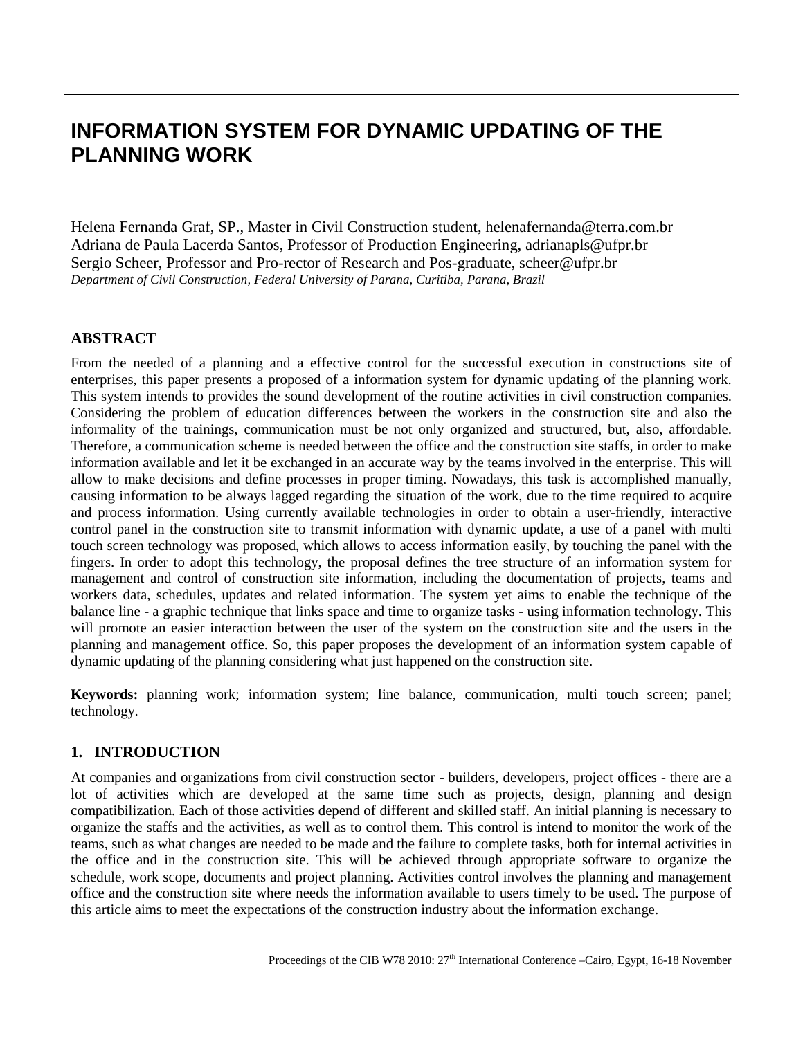# INFORMATION SYSTEM FOR DYNAMIC UPDATING OF THE PLANNING WORK

Helena Fernanda Graf, SP., Master in Civil Construction student, helenafernanda@terra.com.br
Adriana de Paula Lacerda Santos, Professor of Production Engineering, adrianapls@ufpr.br
Sergio Scheer, Professor and Pro-rector of Research and Pos-graduate, scheer@ufpr.br
*Department of Civil Construction, Federal University of Parana, Curitiba, Parana, Brazil*

## ABSTRACT

From the needed of a planning and a effective control for the successful execution in constructions site of enterprises, this paper presents a proposed of a information system for dynamic updating of the planning work. This system intends to provides the sound development of the routine activities in civil construction companies. Considering the problem of education differences between the workers in the construction site and also the informality of the trainings, communication must be not only organized and structured, but, also, affordable. Therefore, a communication scheme is needed between the office and the construction site staffs, in order to make information available and let it be exchanged in an accurate way by the teams involved in the enterprise. This will allow to make decisions and define processes in proper timing. Nowadays, this task is accomplished manually, causing information to be always lagged regarding the situation of the work, due to the time required to acquire and process information. Using currently available technologies in order to obtain a user-friendly, interactive control panel in the construction site to transmit information with dynamic update, a use of a panel with multi touch screen technology was proposed, which allows to access information easily, by touching the panel with the fingers. In order to adopt this technology, the proposal defines the tree structure of an information system for management and control of construction site information, including the documentation of projects, teams and workers data, schedules, updates and related information. The system yet aims to enable the technique of the balance line - a graphic technique that links space and time to organize tasks - using information technology. This will promote an easier interaction between the user of the system on the construction site and the users in the planning and management office. So, this paper proposes the development of an information system capable of dynamic updating of the planning considering what just happened on the construction site.

**Keywords:** planning work; information system; line balance, communication, multi touch screen; panel; technology.

## 1. INTRODUCTION

At companies and organizations from civil construction sector - builders, developers, project offices - there are a lot of activities which are developed at the same time such as projects, design, planning and design compatibilization. Each of those activities depend of different and skilled staff. An initial planning is necessary to organize the staffs and the activities, as well as to control them. This control is intend to monitor the work of the teams, such as what changes are needed to be made and the failure to complete tasks, both for internal activities in the office and in the construction site. This will be achieved through appropriate software to organize the schedule, work scope, documents and project planning. Activities control involves the planning and management office and the construction site where needs the information available to users timely to be used. The purpose of this article aims to meet the expectations of the construction industry about the information exchange.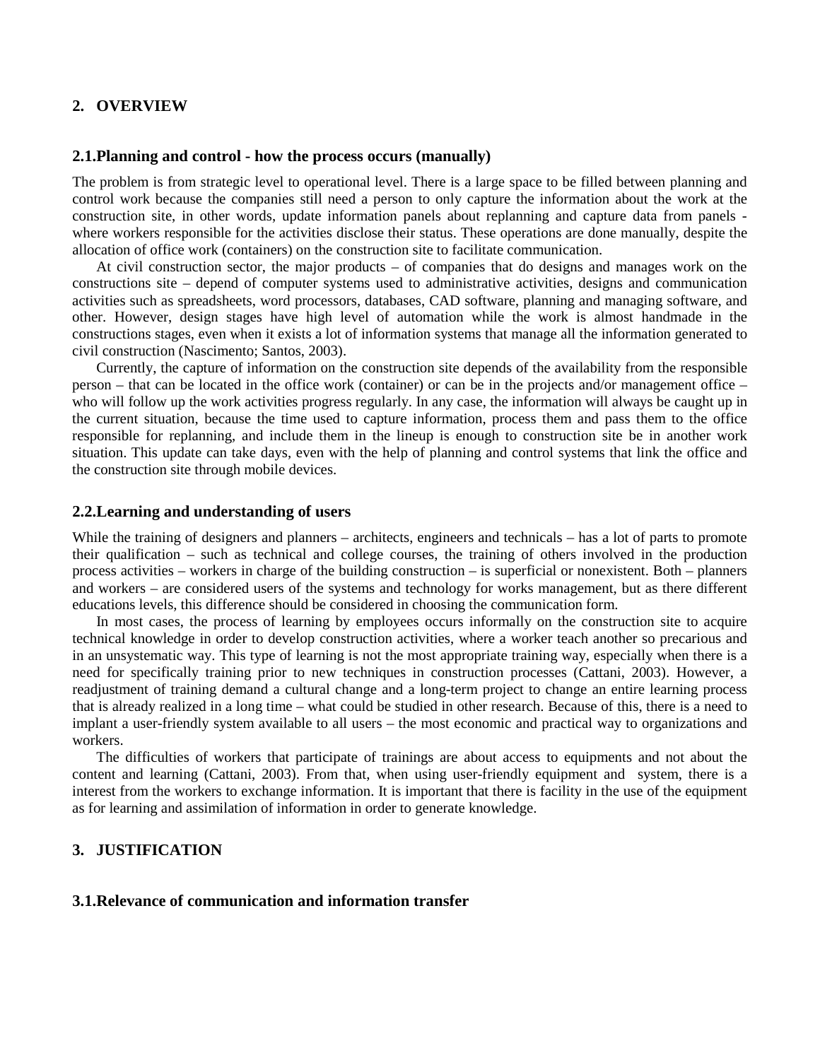## 2. OVERVIEW

### 2.1. Planning and control - how the process occurs (manually)

The problem is from strategic level to operational level. There is a large space to be filled between planning and control work because the companies still need a person to only capture the information about the work at the construction site, in other words, update information panels about replanning and capture data from panels - where workers responsible for the activities disclose their status. These operations are done manually, despite the allocation of office work (containers) on the construction site to facilitate communication.

At civil construction sector, the major products – of companies that do designs and manages work on the constructions site – depend of computer systems used to administrative activities, designs and communication activities such as spreadsheets, word processors, databases, CAD software, planning and managing software, and other. However, design stages have high level of automation while the work is almost handmade in the constructions stages, even when it exists a lot of information systems that manage all the information generated to civil construction (Nascimento; Santos, 2003).

Currently, the capture of information on the construction site depends of the availability from the responsible person – that can be located in the office work (container) or can be in the projects and/or management office – who will follow up the work activities progress regularly. In any case, the information will always be caught up in the current situation, because the time used to capture information, process them and pass them to the office responsible for replanning, and include them in the lineup is enough to construction site be in another work situation. This update can take days, even with the help of planning and control systems that link the office and the construction site through mobile devices.

### 2.2. Learning and understanding of users

While the training of designers and planners – architects, engineers and technicals – has a lot of parts to promote their qualification – such as technical and college courses, the training of others involved in the production process activities – workers in charge of the building construction – is superficial or nonexistent. Both – planners and workers – are considered users of the systems and technology for works management, but as there different educations levels, this difference should be considered in choosing the communication form.

In most cases, the process of learning by employees occurs informally on the construction site to acquire technical knowledge in order to develop construction activities, where a worker teach another so precarious and in an unsystematic way. This type of learning is not the most appropriate training way, especially when there is a need for specifically training prior to new techniques in construction processes (Cattani, 2003). However, a readjustment of training demand a cultural change and a long-term project to change an entire learning process that is already realized in a long time – what could be studied in other research. Because of this, there is a need to implant a user-friendly system available to all users – the most economic and practical way to organizations and workers.

The difficulties of workers that participate of trainings are about access to equipments and not about the content and learning (Cattani, 2003). From that, when using user-friendly equipment and system, there is a interest from the workers to exchange information. It is important that there is facility in the use of the equipment as for learning and assimilation of information in order to generate knowledge.

## 3. JUSTIFICATION

### 3.1. Relevance of communication and information transfer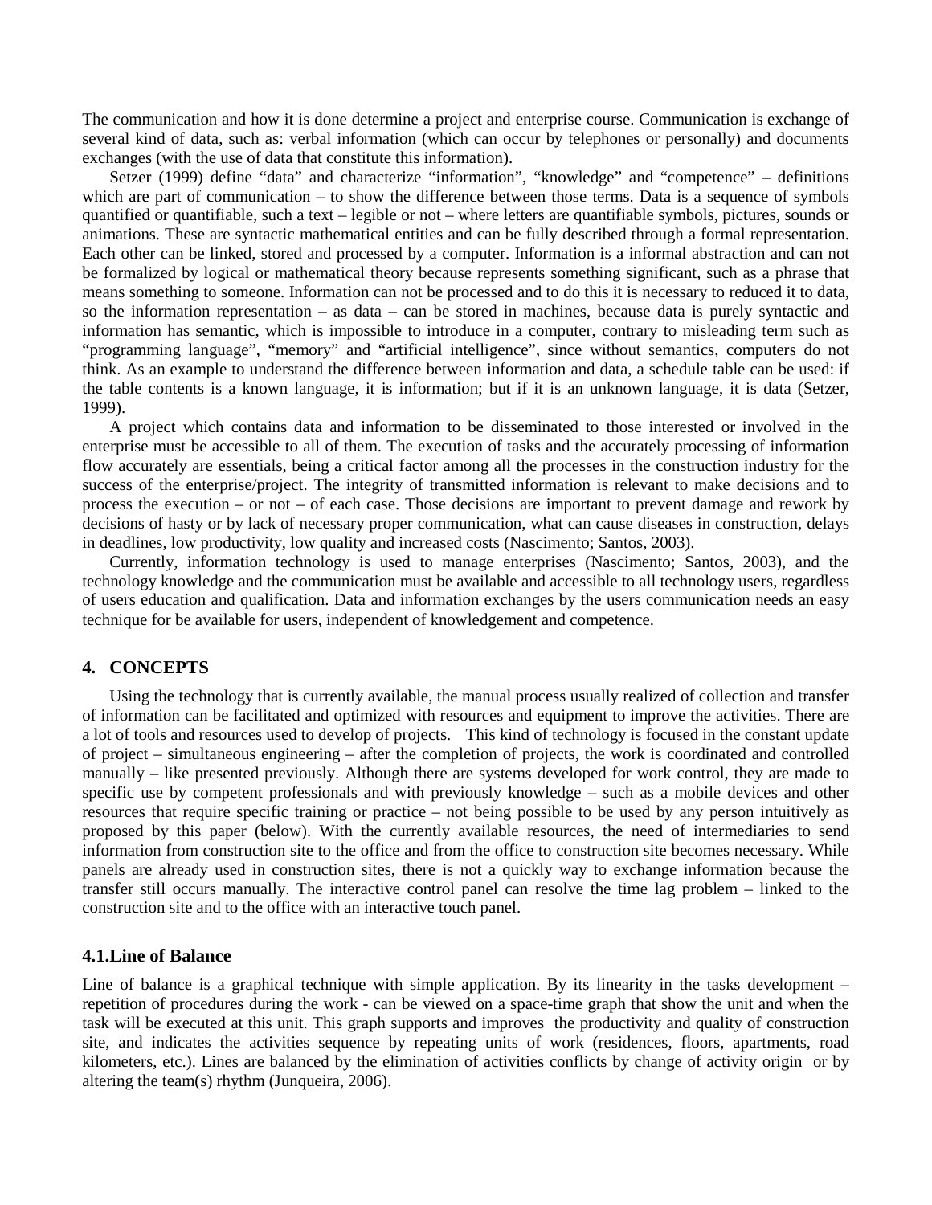The communication and how it is done determine a project and enterprise course. Communication is exchange of several kind of data, such as: verbal information (which can occur by telephones or personally) and documents exchanges (with the use of data that constitute this information).

Setzer (1999) define "data" and characterize "information", "knowledge" and "competence" – definitions which are part of communication – to show the difference between those terms. Data is a sequence of symbols quantified or quantifiable, such a text – legible or not – where letters are quantifiable symbols, pictures, sounds or animations. These are syntactic mathematical entities and can be fully described through a formal representation. Each other can be linked, stored and processed by a computer. Information is a informal abstraction and can not be formalized by logical or mathematical theory because represents something significant, such as a phrase that means something to someone. Information can not be processed and to do this it is necessary to reduced it to data, so the information representation – as data – can be stored in machines, because data is purely syntactic and information has semantic, which is impossible to introduce in a computer, contrary to misleading term such as "programming language", "memory" and "artificial intelligence", since without semantics, computers do not think. As an example to understand the difference between information and data, a schedule table can be used: if the table contents is a known language, it is information; but if it is an unknown language, it is data (Setzer, 1999).

A project which contains data and information to be disseminated to those interested or involved in the enterprise must be accessible to all of them. The execution of tasks and the accurately processing of information flow accurately are essentials, being a critical factor among all the processes in the construction industry for the success of the enterprise/project. The integrity of transmitted information is relevant to make decisions and to process the execution – or not – of each case. Those decisions are important to prevent damage and rework by decisions of hasty or by lack of necessary proper communication, what can cause diseases in construction, delays in deadlines, low productivity, low quality and increased costs (Nascimento; Santos, 2003).

Currently, information technology is used to manage enterprises (Nascimento; Santos, 2003), and the technology knowledge and the communication must be available and accessible to all technology users, regardless of users education and qualification. Data and information exchanges by the users communication needs an easy technique for be available for users, independent of knowledgement and competence.

## 4. CONCEPTS

Using the technology that is currently available, the manual process usually realized of collection and transfer of information can be facilitated and optimized with resources and equipment to improve the activities. There are a lot of tools and resources used to develop of projects. This kind of technology is focused in the constant update of project – simultaneous engineering – after the completion of projects, the work is coordinated and controlled manually – like presented previously. Although there are systems developed for work control, they are made to specific use by competent professionals and with previously knowledge – such as a mobile devices and other resources that require specific training or practice – not being possible to be used by any person intuitively as proposed by this paper (below). With the currently available resources, the need of intermediaries to send information from construction site to the office and from the office to construction site becomes necessary. While panels are already used in construction sites, there is not a quickly way to exchange information because the transfer still occurs manually. The interactive control panel can resolve the time lag problem – linked to the construction site and to the office with an interactive touch panel.

### 4.1. Line of Balance

Line of balance is a graphical technique with simple application. By its linearity in the tasks development – repetition of procedures during the work - can be viewed on a space-time graph that show the unit and when the task will be executed at this unit. This graph supports and improves the productivity and quality of construction site, and indicates the activities sequence by repeating units of work (residences, floors, apartments, road kilometers, etc.). Lines are balanced by the elimination of activities conflicts by change of activity origin or by altering the team(s) rhythm (Junqueira, 2006).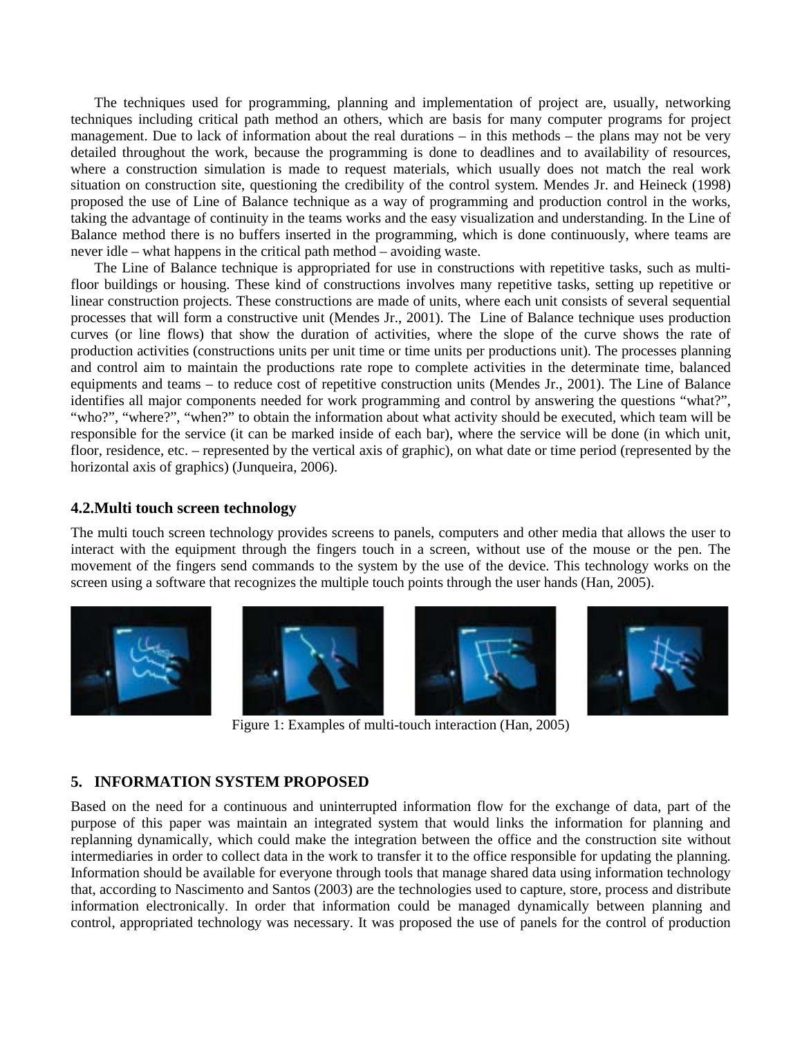The techniques used for programming, planning and implementation of project are, usually, networking techniques including critical path method an others, which are basis for many computer programs for project management. Due to lack of information about the real durations – in this methods – the plans may not be very detailed throughout the work, because the programming is done to deadlines and to availability of resources, where a construction simulation is made to request materials, which usually does not match the real work situation on construction site, questioning the credibility of the control system. Mendes Jr. and Heineck (1998) proposed the use of Line of Balance technique as a way of programming and production control in the works, taking the advantage of continuity in the teams works and the easy visualization and understanding. In the Line of Balance method there is no buffers inserted in the programming, which is done continuously, where teams are never idle – what happens in the critical path method – avoiding waste.

The Line of Balance technique is appropriated for use in constructions with repetitive tasks, such as multi-floor buildings or housing. These kind of constructions involves many repetitive tasks, setting up repetitive or linear construction projects. These constructions are made of units, where each unit consists of several sequential processes that will form a constructive unit (Mendes Jr., 2001). The Line of Balance technique uses production curves (or line flows) that show the duration of activities, where the slope of the curve shows the rate of production activities (constructions units per unit time or time units per productions unit). The processes planning and control aim to maintain the productions rate rope to complete activities in the determinate time, balanced equipments and teams – to reduce cost of repetitive construction units (Mendes Jr., 2001). The Line of Balance identifies all major components needed for work programming and control by answering the questions "what?", "who?", "where?", "when?" to obtain the information about what activity should be executed, which team will be responsible for the service (it can be marked inside of each bar), where the service will be done (in which unit, floor, residence, etc. – represented by the vertical axis of graphic), on what date or time period (represented by the horizontal axis of graphics) (Junqueira, 2006).

### 4.2.Multi touch screen technology

The multi touch screen technology provides screens to panels, computers and other media that allows the user to interact with the equipment through the fingers touch in a screen, without use of the mouse or the pen. The movement of the fingers send commands to the system by the use of the device. This technology works on the screen using a software that recognizes the multiple touch points through the user hands (Han, 2005).

Figure 1: Examples of multi-touch interaction (Han, 2005)

## 5. INFORMATION SYSTEM PROPOSED

Based on the need for a continuous and uninterrupted information flow for the exchange of data, part of the purpose of this paper was maintain an integrated system that would links the information for planning and replanning dynamically, which could make the integration between the office and the construction site without intermediaries in order to collect data in the work to transfer it to the office responsible for updating the planning. Information should be available for everyone through tools that manage shared data using information technology that, according to Nascimento and Santos (2003) are the technologies used to capture, store, process and distribute information electronically. In order that information could be managed dynamically between planning and control, appropriated technology was necessary. It was proposed the use of panels for the control of production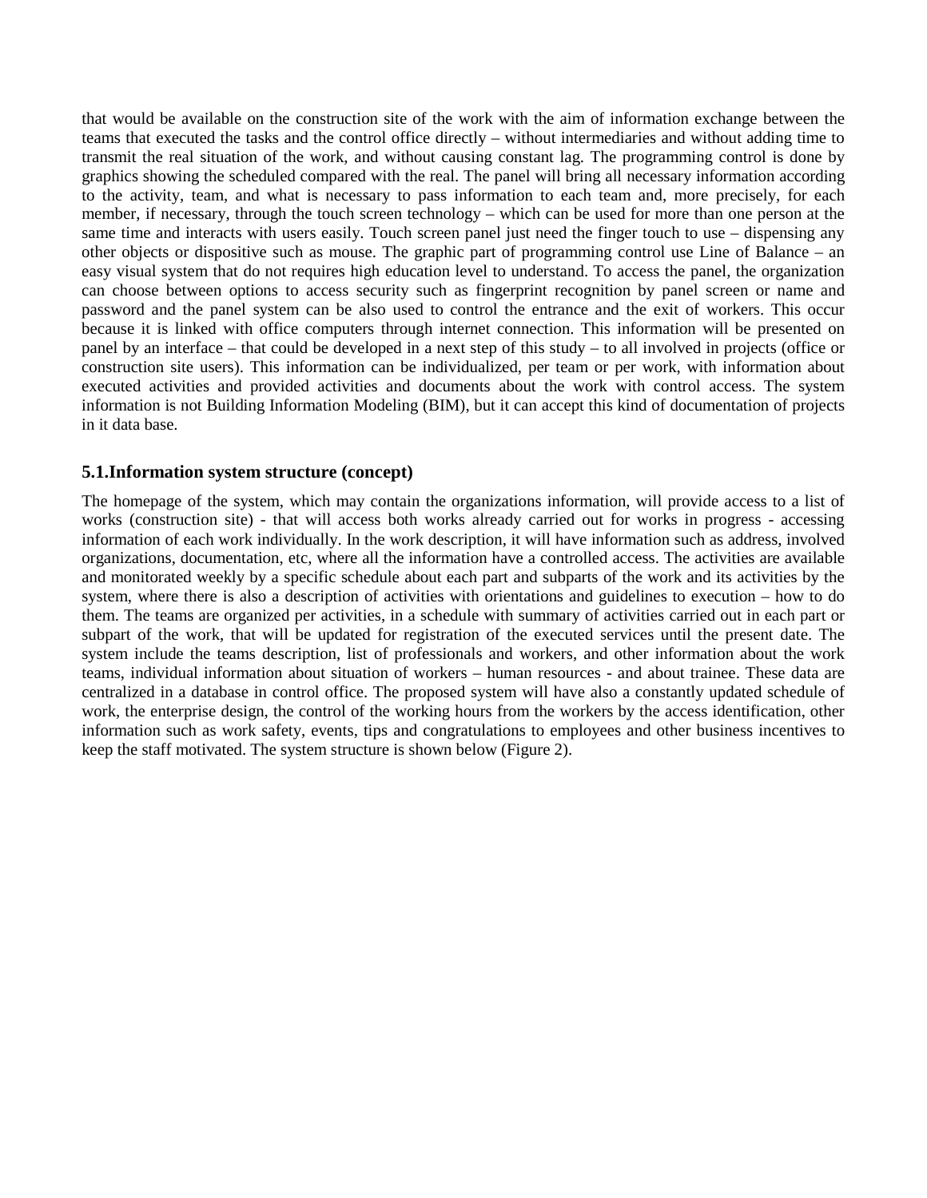that would be available on the construction site of the work with the aim of information exchange between the teams that executed the tasks and the control office directly – without intermediaries and without adding time to transmit the real situation of the work, and without causing constant lag. The programming control is done by graphics showing the scheduled compared with the real. The panel will bring all necessary information according to the activity, team, and what is necessary to pass information to each team and, more precisely, for each member, if necessary, through the touch screen technology – which can be used for more than one person at the same time and interacts with users easily. Touch screen panel just need the finger touch to use – dispensing any other objects or dispositive such as mouse. The graphic part of programming control use Line of Balance – an easy visual system that do not requires high education level to understand. To access the panel, the organization can choose between options to access security such as fingerprint recognition by panel screen or name and password and the panel system can be also used to control the entrance and the exit of workers. This occur because it is linked with office computers through internet connection. This information will be presented on panel by an interface – that could be developed in a next step of this study – to all involved in projects (office or construction site users). This information can be individualized, per team or per work, with information about executed activities and provided activities and documents about the work with control access. The system information is not Building Information Modeling (BIM), but it can accept this kind of documentation of projects in it data base.

## 5.1.Information system structure (concept)

The homepage of the system, which may contain the organizations information, will provide access to a list of works (construction site) - that will access both works already carried out for works in progress - accessing information of each work individually. In the work description, it will have information such as address, involved organizations, documentation, etc, where all the information have a controlled access. The activities are available and monitorated weekly by a specific schedule about each part and subparts of the work and its activities by the system, where there is also a description of activities with orientations and guidelines to execution – how to do them. The teams are organized per activities, in a schedule with summary of activities carried out in each part or subpart of the work, that will be updated for registration of the executed services until the present date. The system include the teams description, list of professionals and workers, and other information about the work teams, individual information about situation of workers – human resources - and about trainee. These data are centralized in a database in control office. The proposed system will have also a constantly updated schedule of work, the enterprise design, the control of the working hours from the workers by the access identification, other information such as work safety, events, tips and congratulations to employees and other business incentives to keep the staff motivated. The system structure is shown below (Figure 2).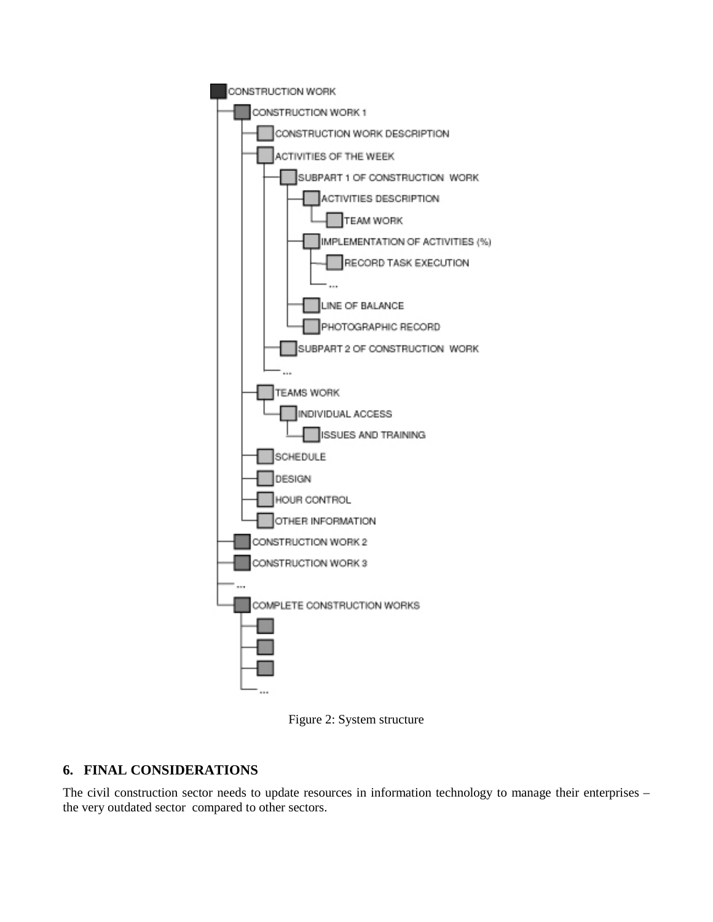- CONSTRUCTION WORK
  - CONSTRUCTION WORK 1
    - CONSTRUCTION WORK DESCRIPTION
    - ACTIVITIES OF THE WEEK
      - SUBPART 1 OF CONSTRUCTION WORK
        - ACTIVITIES DESCRIPTION
          - TEAM WORK
        - IMPLEMENTATION OF ACTIVITIES (%)
          - RECORD TASK EXECUTION
          - ...
        - LINE OF BALANCE
        - PHOTOGRAPHIC RECORD
      - SUBPART 2 OF CONSTRUCTION WORK
      - ...
    - TEAMS WORK
      - INDIVIDUAL ACCESS
        - ISSUES AND TRAINING
    - SCHEDULE
    - DESIGN
    - HOUR CONTROL
    - OTHER INFORMATION
  - CONSTRUCTION WORK 2
  - CONSTRUCTION WORK 3
  - ...
  - COMPLETE CONSTRUCTION WORKS
    - ...

Figure 2: System structure

## 6. FINAL CONSIDERATIONS

The civil construction sector needs to update resources in information technology to manage their enterprises – the very outdated sector compared to other sectors.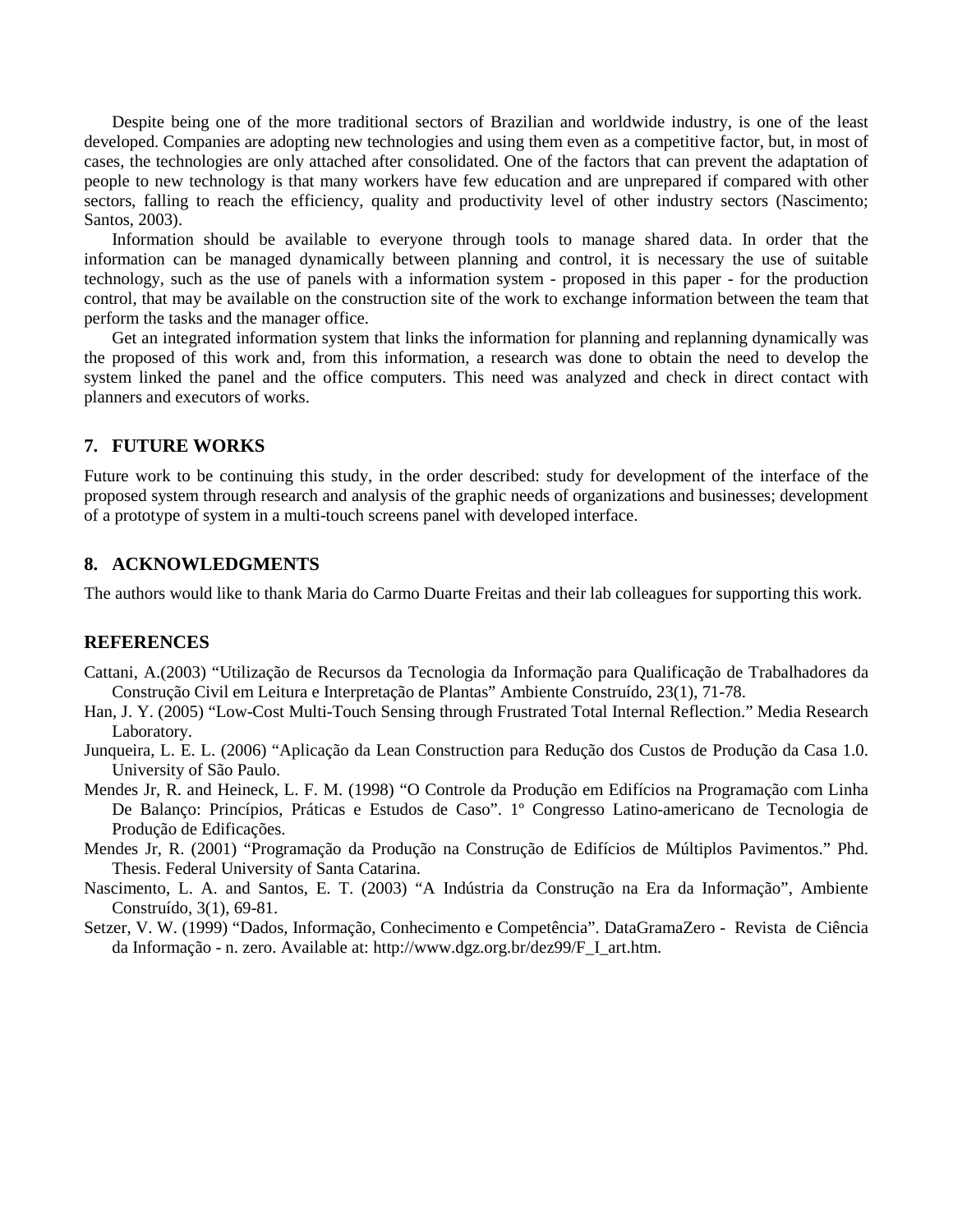Despite being one of the more traditional sectors of Brazilian and worldwide industry, is one of the least developed. Companies are adopting new technologies and using them even as a competitive factor, but, in most of cases, the technologies are only attached after consolidated. One of the factors that can prevent the adaptation of people to new technology is that many workers have few education and are unprepared if compared with other sectors, falling to reach the efficiency, quality and productivity level of other industry sectors (Nascimento; Santos, 2003).

Information should be available to everyone through tools to manage shared data. In order that the information can be managed dynamically between planning and control, it is necessary the use of suitable technology, such as the use of panels with a information system - proposed in this paper - for the production control, that may be available on the construction site of the work to exchange information between the team that perform the tasks and the manager office.

Get an integrated information system that links the information for planning and replanning dynamically was the proposed of this work and, from this information, a research was done to obtain the need to develop the system linked the panel and the office computers. This need was analyzed and check in direct contact with planners and executors of works.

## 7. FUTURE WORKS

Future work to be continuing this study, in the order described: study for development of the interface of the proposed system through research and analysis of the graphic needs of organizations and businesses; development of a prototype of system in a multi-touch screens panel with developed interface.

## 8. ACKNOWLEDGMENTS

The authors would like to thank Maria do Carmo Duarte Freitas and their lab colleagues for supporting this work.

## REFERENCES

Cattani, A.(2003) "Utilização de Recursos da Tecnologia da Informação para Qualificação de Trabalhadores da Construção Civil em Leitura e Interpretação de Plantas" Ambiente Construído, 23(1), 71-78.

Han, J. Y. (2005) "Low-Cost Multi-Touch Sensing through Frustrated Total Internal Reflection." Media Research Laboratory.

Junqueira, L. E. L. (2006) "Aplicação da Lean Construction para Redução dos Custos de Produção da Casa 1.0. University of São Paulo.

Mendes Jr, R. and Heineck, L. F. M. (1998) "O Controle da Produção em Edifícios na Programação com Linha De Balanço: Princípios, Práticas e Estudos de Caso". 1º Congresso Latino-americano de Tecnologia de Produção de Edificações.

Mendes Jr, R. (2001) "Programação da Produção na Construção de Edifícios de Múltiplos Pavimentos." Phd. Thesis. Federal University of Santa Catarina.

Nascimento, L. A. and Santos, E. T. (2003) "A Indústria da Construção na Era da Informação", Ambiente Construído, 3(1), 69-81.

Setzer, V. W. (1999) "Dados, Informação, Conhecimento e Competência". DataGramaZero - Revista de Ciência da Informação - n. zero. Available at: http://www.dgz.org.br/dez99/F_I_art.htm.